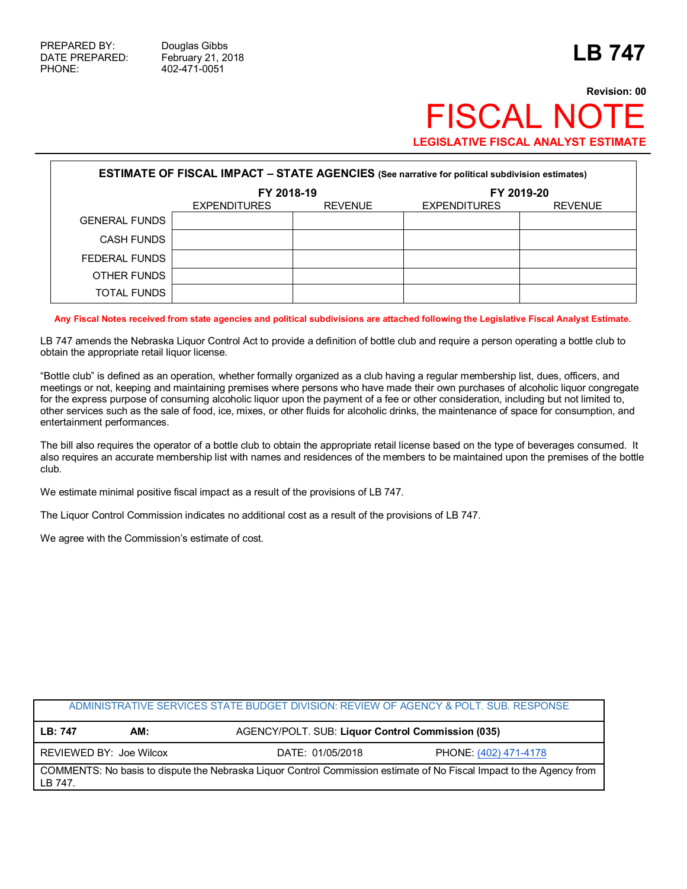PREPARED BY: Douglas Gibbs
DATE PREPARED: February 21, 2018
PHONE: 402-471-0051

# LB 747

**Revision: 00**

# FISCAL NOTE

**LEGISLATIVE FISCAL ANALYST ESTIMATE**

| **ESTIMATE OF FISCAL IMPACT – STATE AGENCIES** (See narrative for political subdivision estimates) | | | | |
|---|---|---|---|---|
| | **FY 2018-19** | | **FY 2019-20** | |
| | EXPENDITURES | REVENUE | EXPENDITURES | REVENUE |
| GENERAL FUNDS | | | | |
| CASH FUNDS | | | | |
| FEDERAL FUNDS | | | | |
| OTHER FUNDS | | | | |
| TOTAL FUNDS | | | | |

**Any Fiscal Notes received from state agencies and political subdivisions are attached following the Legislative Fiscal Analyst Estimate.**

LB 747 amends the Nebraska Liquor Control Act to provide a definition of bottle club and require a person operating a bottle club to obtain the appropriate retail liquor license.

"Bottle club" is defined as an operation, whether formally organized as a club having a regular membership list, dues, officers, and meetings or not, keeping and maintaining premises where persons who have made their own purchases of alcoholic liquor congregate for the express purpose of consuming alcoholic liquor upon the payment of a fee or other consideration, including but not limited to, other services such as the sale of food, ice, mixes, or other fluids for alcoholic drinks, the maintenance of space for consumption, and entertainment performances.

The bill also requires the operator of a bottle club to obtain the appropriate retail license based on the type of beverages consumed. It also requires an accurate membership list with names and residences of the members to be maintained upon the premises of the bottle club.

We estimate minimal positive fiscal impact as a result of the provisions of LB 747.

The Liquor Control Commission indicates no additional cost as a result of the provisions of LB 747.

We agree with the Commission's estimate of cost.

| ADMINISTRATIVE SERVICES STATE BUDGET DIVISION: REVIEW OF AGENCY & POLT. SUB. RESPONSE | | |
|---|---|---|
| **LB: 747** **AM:** | AGENCY/POLT. SUB: **Liquor Control Commission (035)** | |
| REVIEWED BY: Joe Wilcox | DATE: 01/05/2018 | PHONE: (402) 471-4178 |
| COMMENTS: No basis to dispute the Nebraska Liquor Control Commission estimate of No Fiscal Impact to the Agency from LB 747. | | |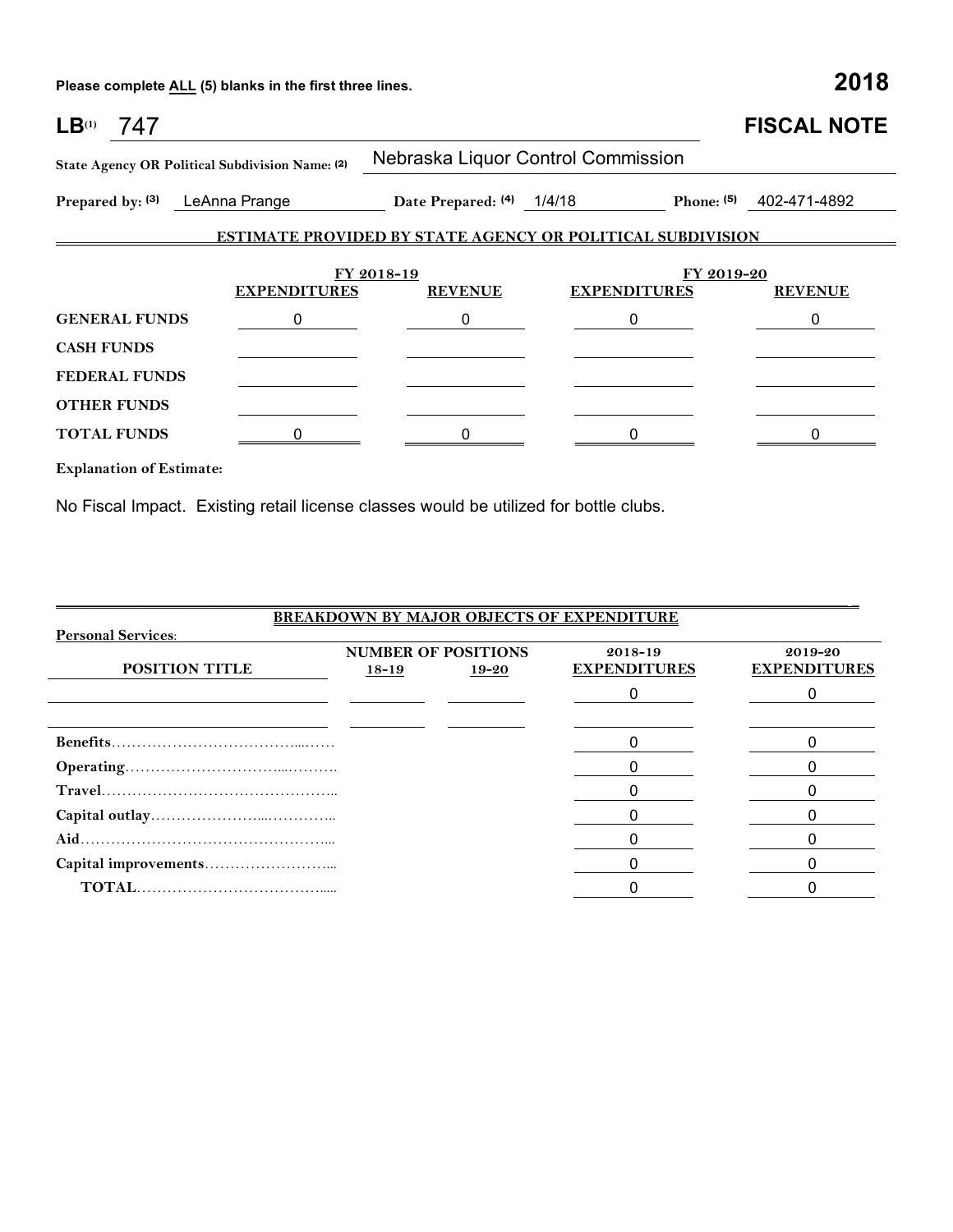Please complete **ALL** (5) blanks in the first three lines.

# 2018

# LB[(1)] 747 — FISCAL NOTE

**State Agency OR Political Subdivision Name: (2)** Nebraska Liquor Control Commission

**Prepared by: (3)** LeAnna Prange **Date Prepared: (4)** 1/4/18 **Phone: (5)** 402-471-4892

## ESTIMATE PROVIDED BY STATE AGENCY OR POLITICAL SUBDIVISION

| | FY 2018-19 | | FY 2019-20 | |
|---|---|---|---|---|
| | **EXPENDITURES** | **REVENUE** | **EXPENDITURES** | **REVENUE** |
| **GENERAL FUNDS** | 0 | 0 | 0 | 0 |
| **CASH FUNDS** | | | | |
| **FEDERAL FUNDS** | | | | |
| **OTHER FUNDS** | | | | |
| **TOTAL FUNDS** | 0 | 0 | 0 | 0 |

**Explanation of Estimate:**

No Fiscal Impact. Existing retail license classes would be utilized for bottle clubs.

## BREAKDOWN BY MAJOR OBJECTS OF EXPENDITURE

**Personal Services:**

| POSITION TITLE | NUMBER OF POSITIONS 18-19 | NUMBER OF POSITIONS 19-20 | 2018-19 EXPENDITURES | 2019-20 EXPENDITURES |
|---|---|---|---|---|
| | | | 0 | 0 |
| | | | | |
| **Benefits** | | | 0 | 0 |
| **Operating** | | | 0 | 0 |
| **Travel** | | | 0 | 0 |
| **Capital outlay** | | | 0 | 0 |
| **Aid** | | | 0 | 0 |
| **Capital improvements** | | | 0 | 0 |
| **TOTAL** | | | 0 | 0 |